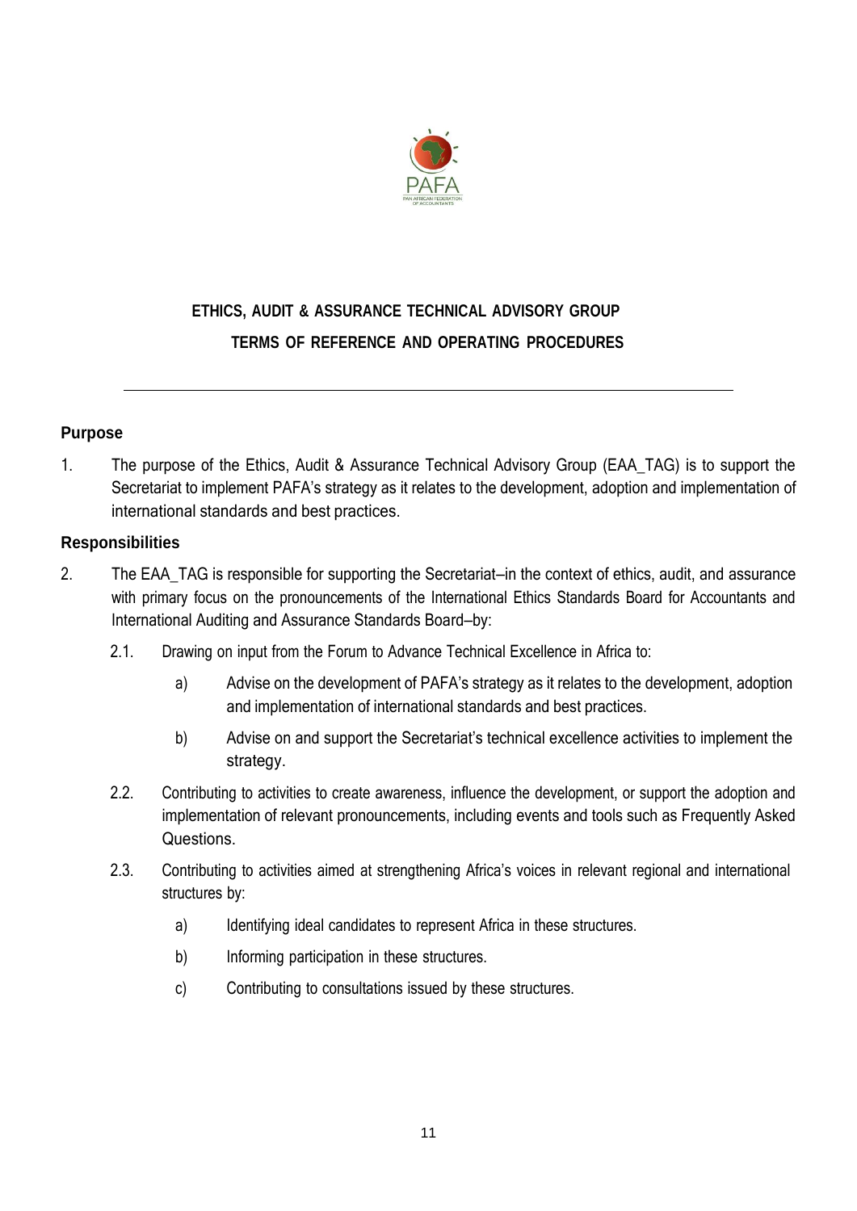# ETHICS, AUDIT & ASSURANCE TECHNICAL ADVISORY GROUP

# TERMS OF REFERENCE AND OPERATING PROCEDURES

---

## Purpose

1. The purpose of the Ethics, Audit & Assurance Technical Advisory Group (EAA_TAG) is to support the Secretariat to implement PAFA's strategy as it relates to the development, adoption and implementation of international standards and best practices.

## Responsibilities

2. The EAA_TAG is responsible for supporting the Secretariat–in the context of ethics, audit, and assurance with primary focus on the pronouncements of the International Ethics Standards Board for Accountants and International Auditing and Assurance Standards Board–by:

   2.1. Drawing on input from the Forum to Advance Technical Excellence in Africa to:

      a) Advise on the development of PAFA's strategy as it relates to the development, adoption and implementation of international standards and best practices.

      b) Advise on and support the Secretariat's technical excellence activities to implement the strategy.

   2.2. Contributing to activities to create awareness, influence the development, or support the adoption and implementation of relevant pronouncements, including events and tools such as Frequently Asked Questions.

   2.3. Contributing to activities aimed at strengthening Africa's voices in relevant regional and international structures by:

      a) Identifying ideal candidates to represent Africa in these structures.

      b) Informing participation in these structures.

      c) Contributing to consultations issued by these structures.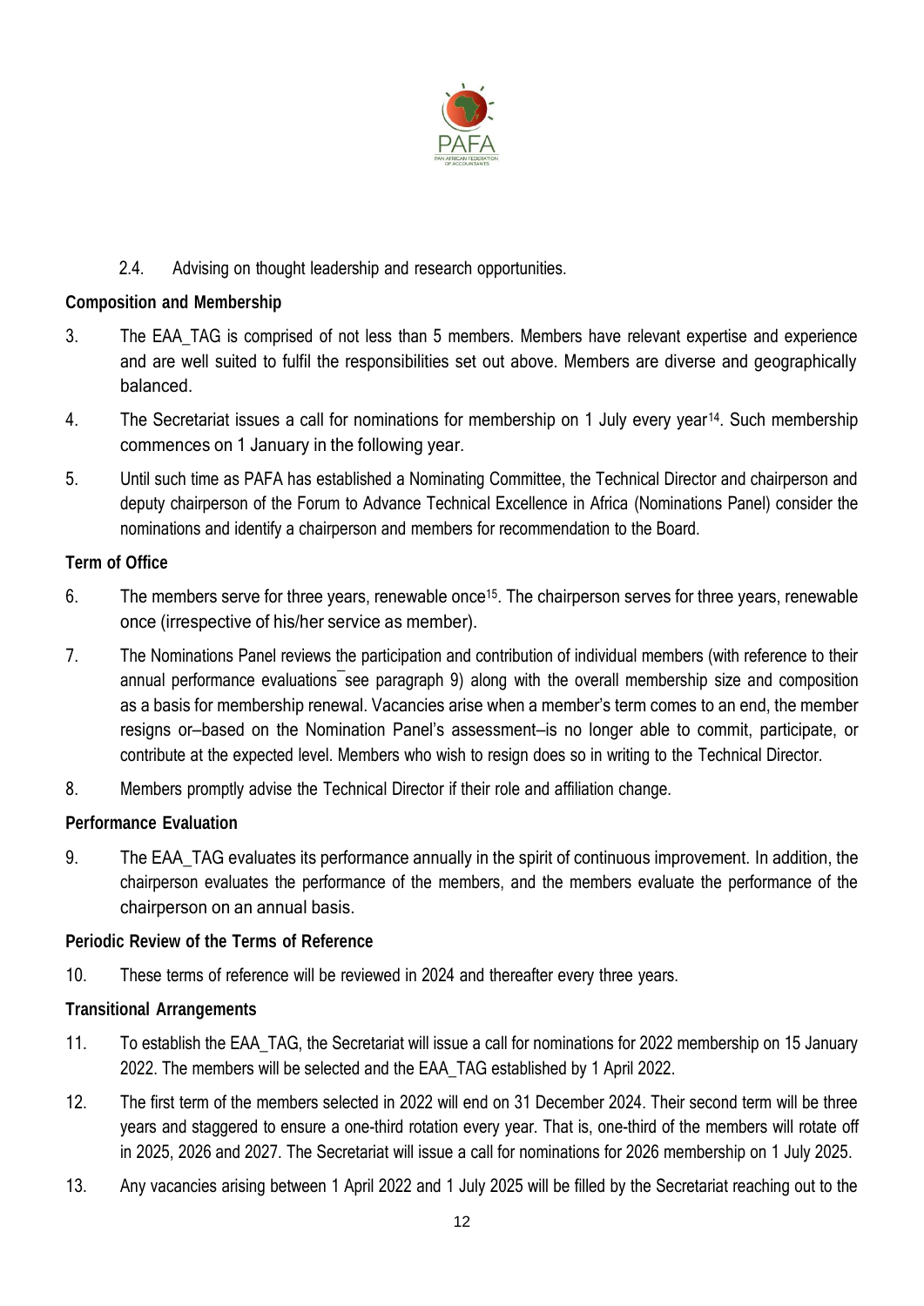2.4. Advising on thought leadership and research opportunities.

**Composition and Membership**

3. The EAA_TAG is comprised of not less than 5 members. Members have relevant expertise and experience and are well suited to fulfil the responsibilities set out above. Members are diverse and geographically balanced.

4. The Secretariat issues a call for nominations for membership on 1 July every year[14]. Such membership commences on 1 January in the following year.

5. Until such time as PAFA has established a Nominating Committee, the Technical Director and chairperson and deputy chairperson of the Forum to Advance Technical Excellence in Africa (Nominations Panel) consider the nominations and identify a chairperson and members for recommendation to the Board.

**Term of Office**

6. The members serve for three years, renewable once[15]. The chairperson serves for three years, renewable once (irrespective of his/her service as member).

7. The Nominations Panel reviews the participation and contribution of individual members (with reference to their annual performance evaluations ̄ see paragraph 9) along with the overall membership size and composition as a basis for membership renewal. Vacancies arise when a member's term comes to an end, the member resigns or–based on the Nomination Panel's assessment–is no longer able to commit, participate, or contribute at the expected level. Members who wish to resign does so in writing to the Technical Director.

8. Members promptly advise the Technical Director if their role and affiliation change.

**Performance Evaluation**

9. The EAA_TAG evaluates its performance annually in the spirit of continuous improvement. In addition, the chairperson evaluates the performance of the members, and the members evaluate the performance of the chairperson on an annual basis.

**Periodic Review of the Terms of Reference**

10. These terms of reference will be reviewed in 2024 and thereafter every three years.

**Transitional Arrangements**

11. To establish the EAA_TAG, the Secretariat will issue a call for nominations for 2022 membership on 15 January 2022. The members will be selected and the EAA_TAG established by 1 April 2022.

12. The first term of the members selected in 2022 will end on 31 December 2024. Their second term will be three years and staggered to ensure a one-third rotation every year. That is, one-third of the members will rotate off in 2025, 2026 and 2027. The Secretariat will issue a call for nominations for 2026 membership on 1 July 2025.

13. Any vacancies arising between 1 April 2022 and 1 July 2025 will be filled by the Secretariat reaching out to the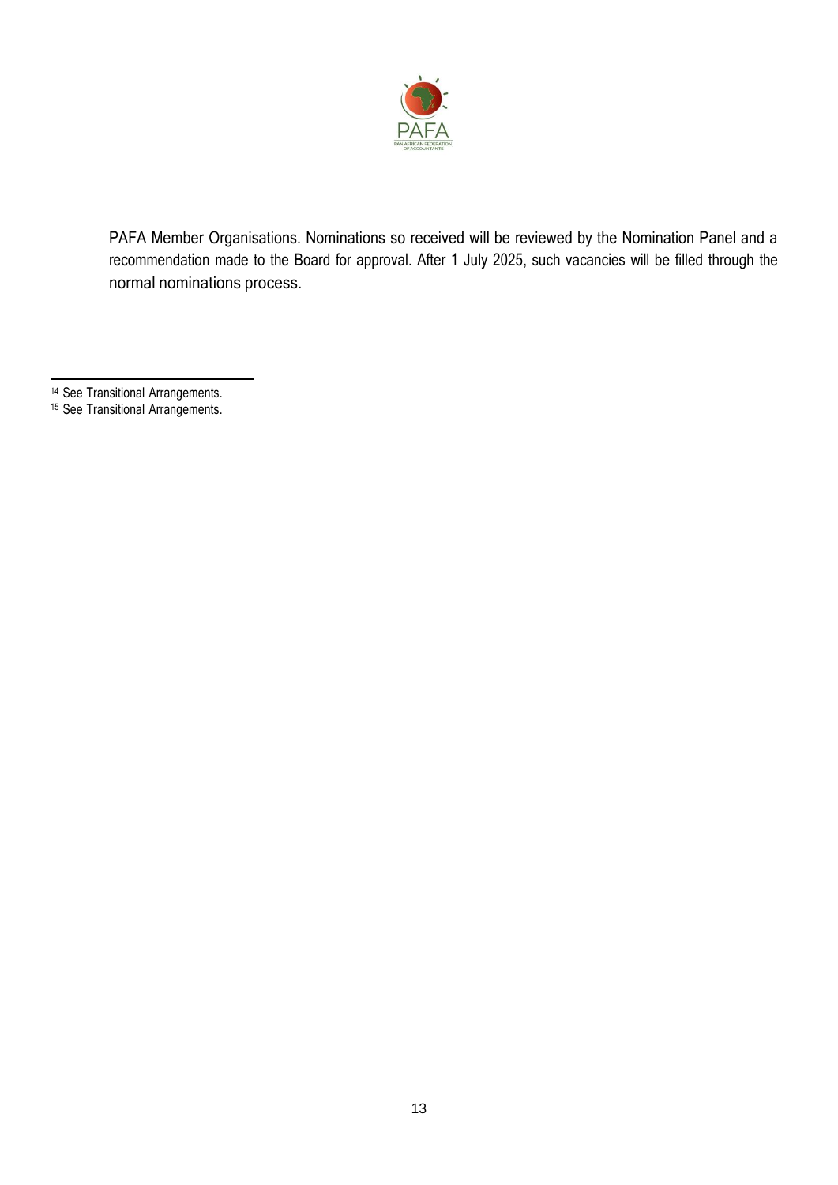PAFA Member Organisations. Nominations so received will be reviewed by the Nomination Panel and a recommendation made to the Board for approval. After 1 July 2025, such vacancies will be filled through the normal nominations process.

---

[14] See Transitional Arrangements.

[15] See Transitional Arrangements.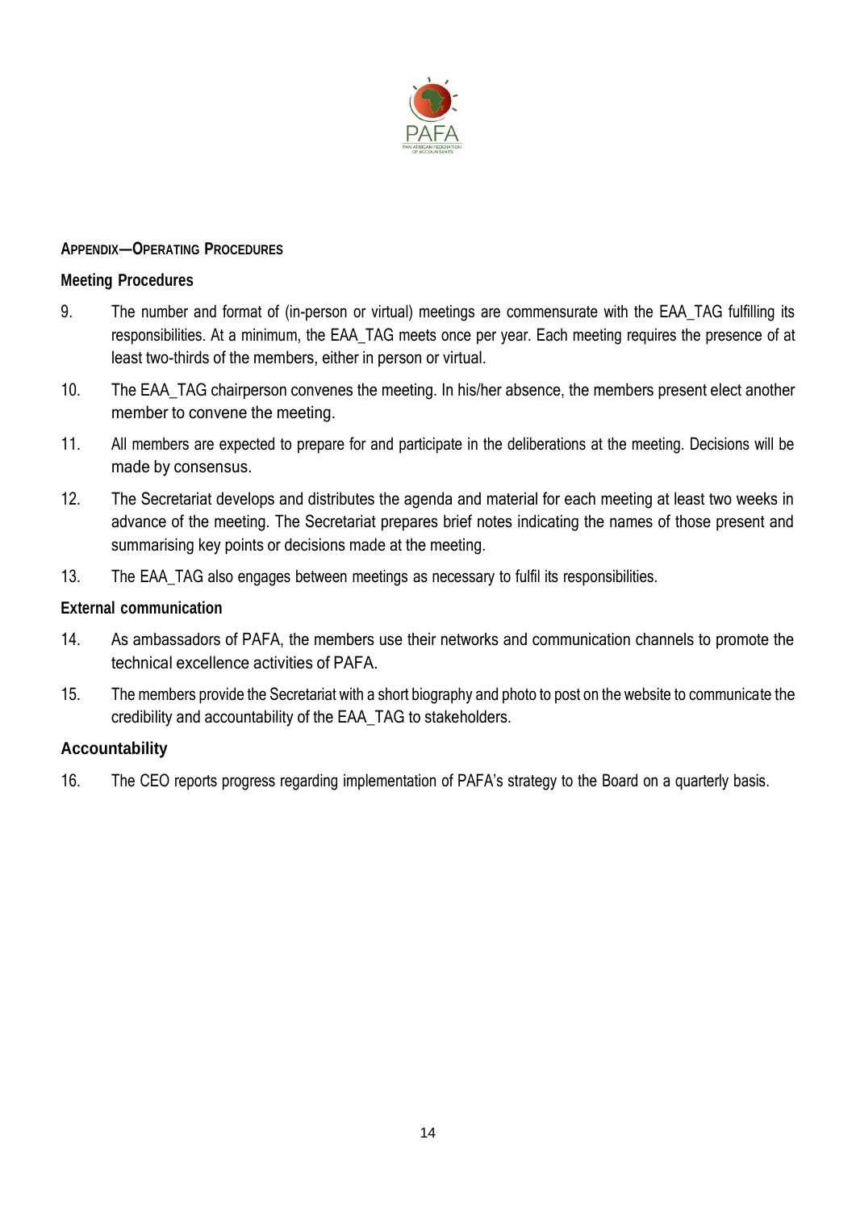## APPENDIX—OPERATING PROCEDURES

### Meeting Procedures

9. The number and format of (in-person or virtual) meetings are commensurate with the EAA_TAG fulfilling its responsibilities. At a minimum, the EAA_TAG meets once per year. Each meeting requires the presence of at least two-thirds of the members, either in person or virtual.

10. The EAA_TAG chairperson convenes the meeting. In his/her absence, the members present elect another member to convene the meeting.

11. All members are expected to prepare for and participate in the deliberations at the meeting. Decisions will be made by consensus.

12. The Secretariat develops and distributes the agenda and material for each meeting at least two weeks in advance of the meeting. The Secretariat prepares brief notes indicating the names of those present and summarising key points or decisions made at the meeting.

13. The EAA_TAG also engages between meetings as necessary to fulfil its responsibilities.

### External communication

14. As ambassadors of PAFA, the members use their networks and communication channels to promote the technical excellence activities of PAFA.

15. The members provide the Secretariat with a short biography and photo to post on the website to communicate the credibility and accountability of the EAA_TAG to stakeholders.

### Accountability

16. The CEO reports progress regarding implementation of PAFA's strategy to the Board on a quarterly basis.